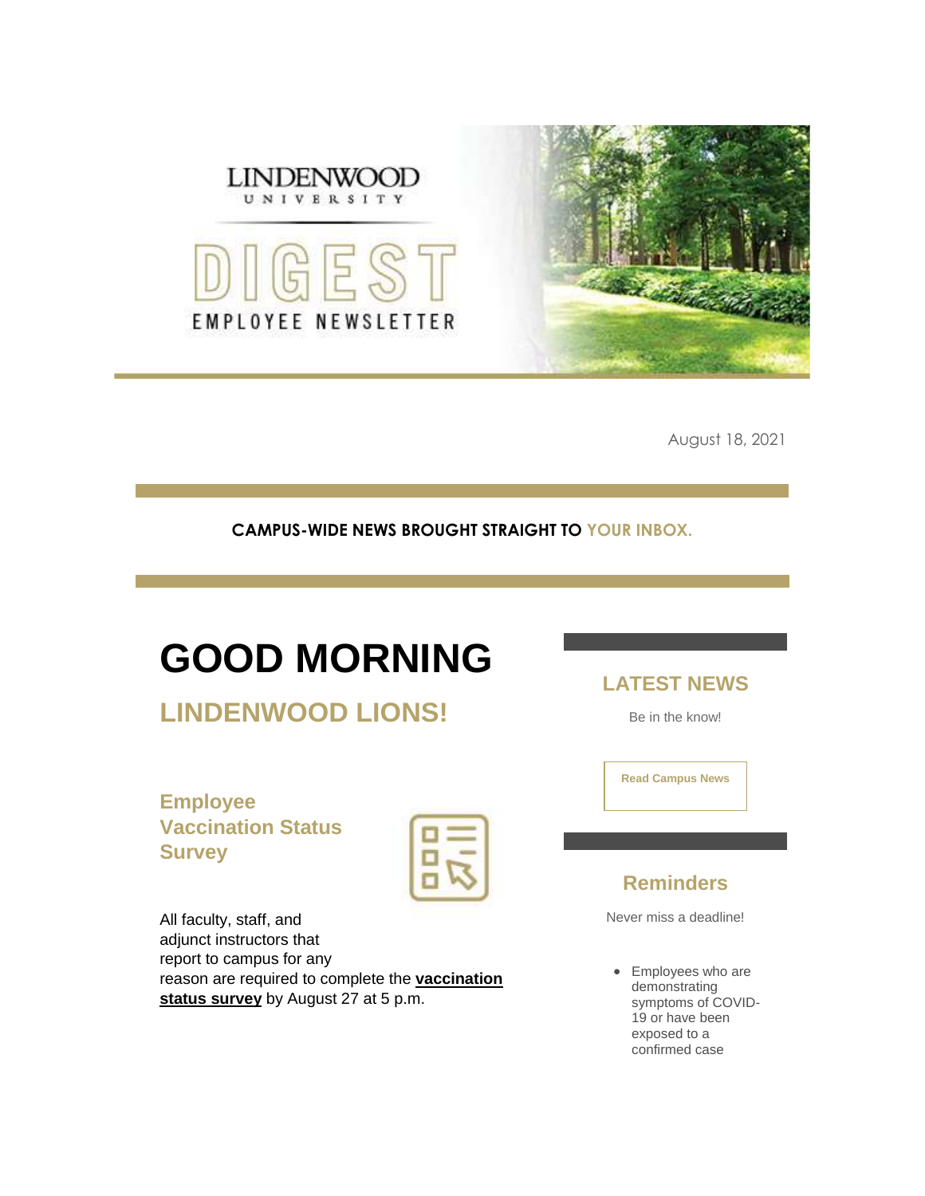LINDENWOOD UNIVERSITY

DIGEST

EMPLOYEE NEWSLETTER

August 18, 2021

**CAMPUS-WIDE NEWS BROUGHT STRAIGHT TO YOUR INBOX.**

# GOOD MORNING

## LINDENWOOD LIONS!

### Employee Vaccination Status Survey

All faculty, staff, and adjunct instructors that report to campus for any reason are required to complete the **vaccination status survey** by August 27 at 5 p.m.

## LATEST NEWS

Be in the know!

**Read Campus News**

## Reminders

Never miss a deadline!

- Employees who are demonstrating symptoms of COVID-19 or have been exposed to a confirmed case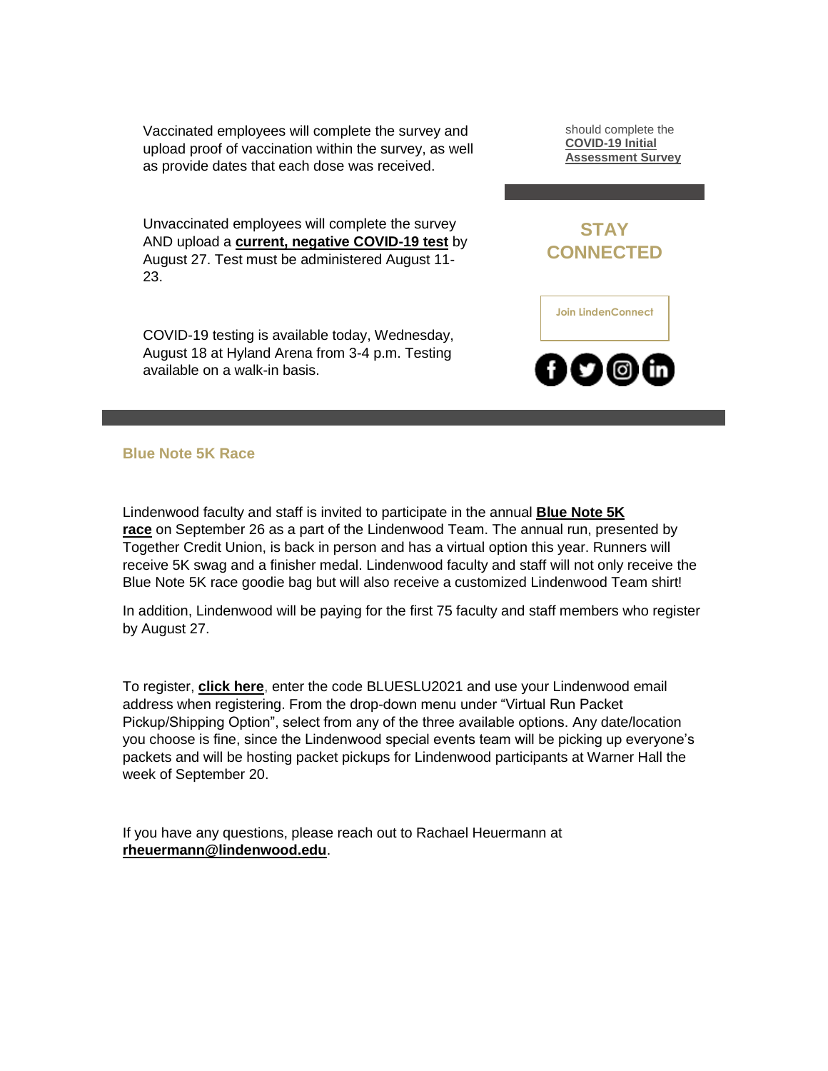Vaccinated employees will complete the survey and upload proof of vaccination within the survey, as well as provide dates that each dose was received.

Unvaccinated employees will complete the survey AND upload a **current, negative COVID-19 test** by August 27. Test must be administered August 11-23.

COVID-19 testing is available today, Wednesday, August 18 at Hyland Arena from 3-4 p.m. Testing available on a walk-in basis.

should complete the **COVID-19 Initial Assessment Survey**

## STAY CONNECTED

Join LindenConnect

### Blue Note 5K Race

Lindenwood faculty and staff is invited to participate in the annual **Blue Note 5K race** on September 26 as a part of the Lindenwood Team. The annual run, presented by Together Credit Union, is back in person and has a virtual option this year. Runners will receive 5K swag and a finisher medal. Lindenwood faculty and staff will not only receive the Blue Note 5K race goodie bag but will also receive a customized Lindenwood Team shirt!

In addition, Lindenwood will be paying for the first 75 faculty and staff members who register by August 27.

To register, **click here**, enter the code BLUESLU2021 and use your Lindenwood email address when registering. From the drop-down menu under "Virtual Run Packet Pickup/Shipping Option", select from any of the three available options. Any date/location you choose is fine, since the Lindenwood special events team will be picking up everyone's packets and will be hosting packet pickups for Lindenwood participants at Warner Hall the week of September 20.

If you have any questions, please reach out to Rachael Heuermann at **rheuermann@lindenwood.edu**.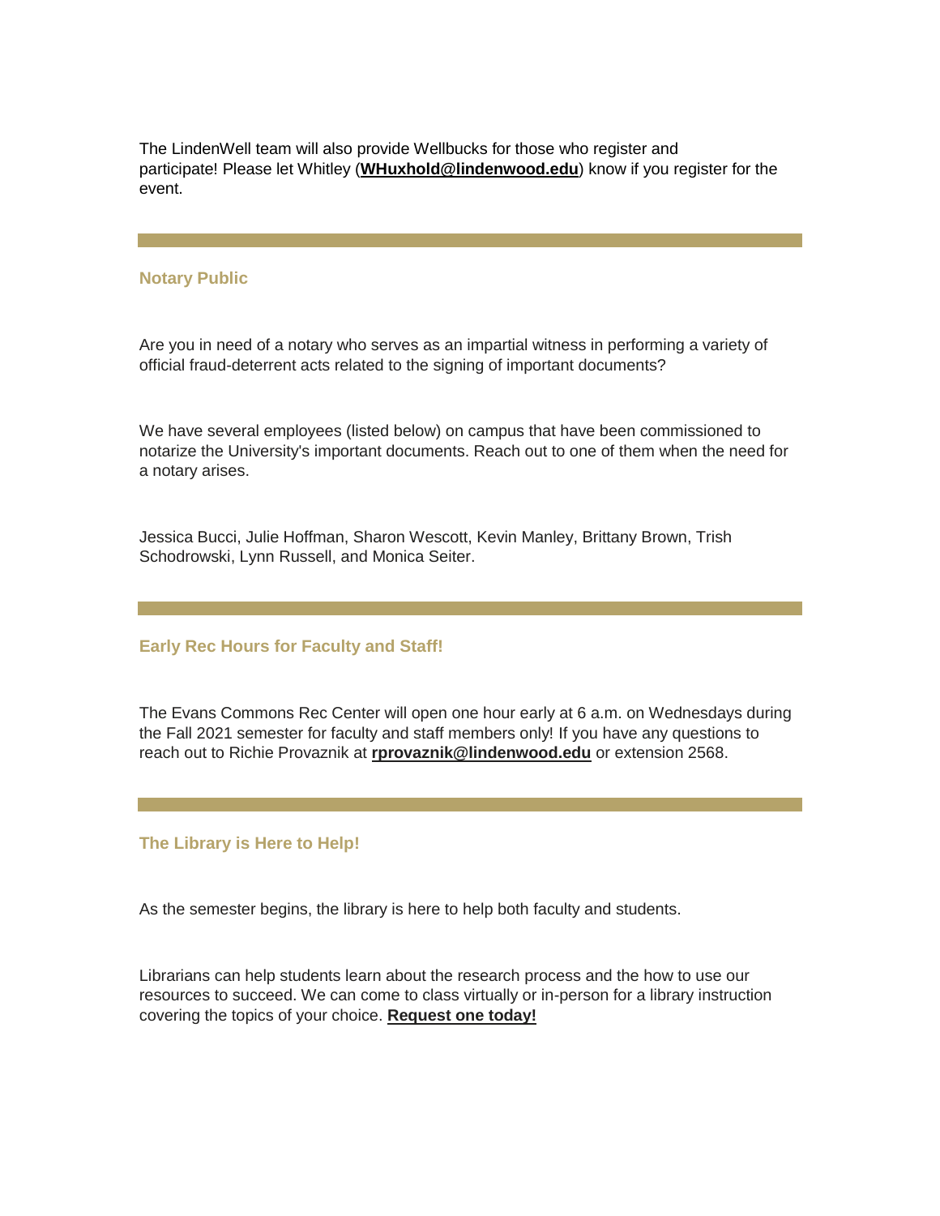The LindenWell team will also provide Wellbucks for those who register and participate! Please let Whitley (**WHuxhold@lindenwood.edu**) know if you register for the event.

---

### Notary Public

Are you in need of a notary who serves as an impartial witness in performing a variety of official fraud-deterrent acts related to the signing of important documents?

We have several employees (listed below) on campus that have been commissioned to notarize the University's important documents. Reach out to one of them when the need for a notary arises.

Jessica Bucci, Julie Hoffman, Sharon Wescott, Kevin Manley, Brittany Brown, Trish Schodrowski, Lynn Russell, and Monica Seiter.

---

### Early Rec Hours for Faculty and Staff!

The Evans Commons Rec Center will open one hour early at 6 a.m. on Wednesdays during the Fall 2021 semester for faculty and staff members only! If you have any questions to reach out to Richie Provaznik at **rprovaznik@lindenwood.edu** or extension 2568.

---

### The Library is Here to Help!

As the semester begins, the library is here to help both faculty and students.

Librarians can help students learn about the research process and the how to use our resources to succeed. We can come to class virtually or in-person for a library instruction covering the topics of your choice. **Request one today!**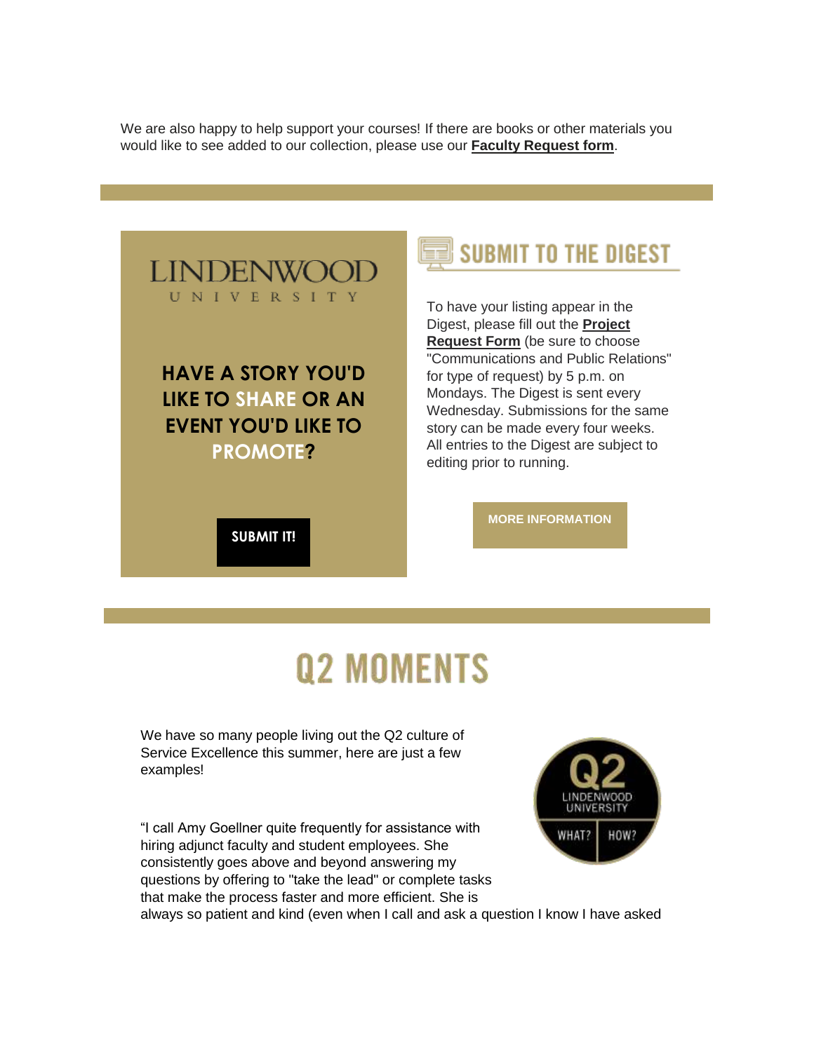We are also happy to help support your courses! If there are books or other materials you would like to see added to our collection, please use our **Faculty Request form**.

LINDENWOOD UNIVERSITY

**HAVE A STORY YOU'D LIKE TO SHARE OR AN EVENT YOU'D LIKE TO PROMOTE?**

**SUBMIT IT!**

## SUBMIT TO THE DIGEST

To have your listing appear in the Digest, please fill out the **Project Request Form** (be sure to choose "Communications and Public Relations" for type of request) by 5 p.m. on Mondays. The Digest is sent every Wednesday. Submissions for the same story can be made every four weeks. All entries to the Digest are subject to editing prior to running.

**MORE INFORMATION**

# Q2 MOMENTS

We have so many people living out the Q2 culture of Service Excellence this summer, here are just a few examples!

Q2 LINDENWOOD UNIVERSITY WHAT? HOW?

"I call Amy Goellner quite frequently for assistance with hiring adjunct faculty and student employees. She consistently goes above and beyond answering my questions by offering to "take the lead" or complete tasks that make the process faster and more efficient. She is always so patient and kind (even when I call and ask a question I know I have asked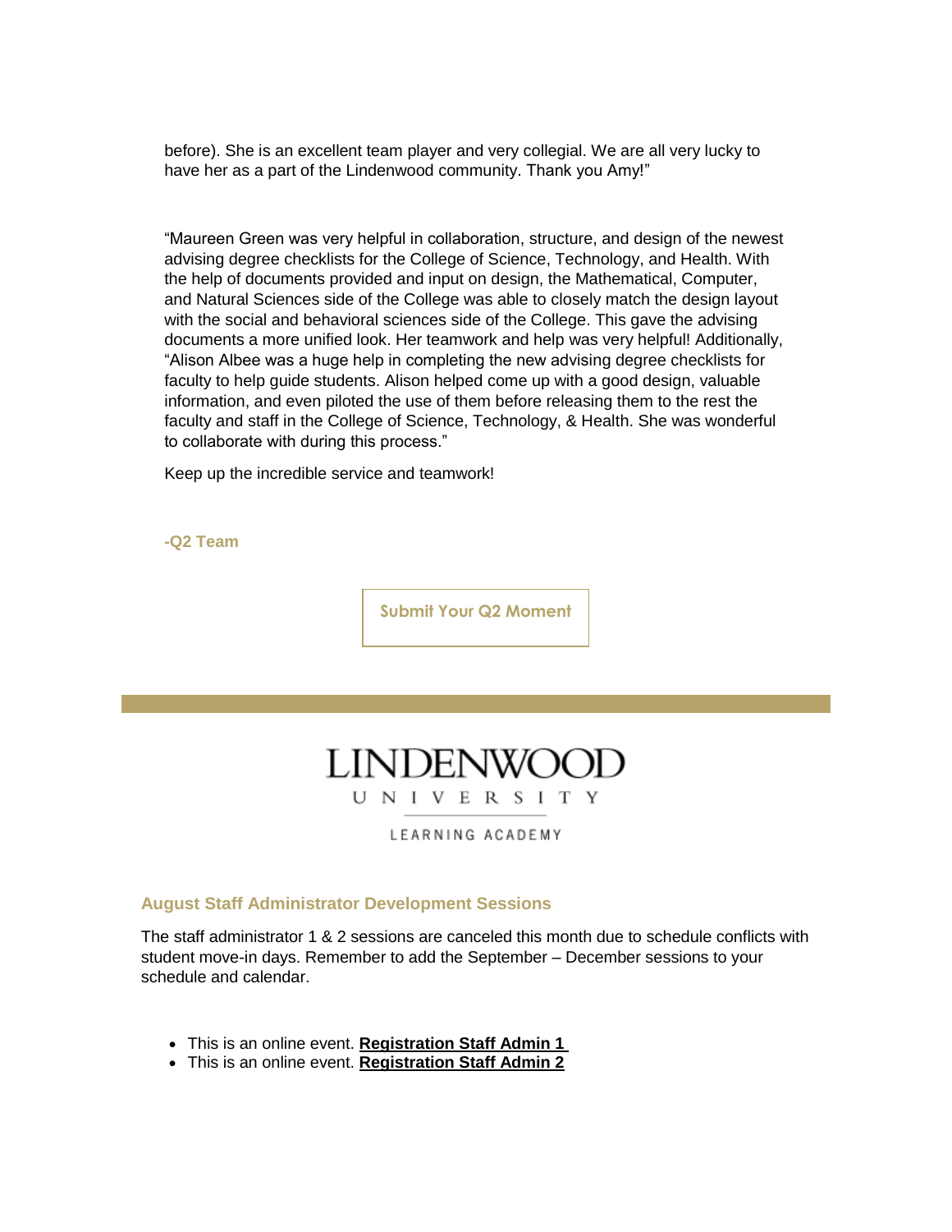before). She is an excellent team player and very collegial. We are all very lucky to have her as a part of the Lindenwood community. Thank you Amy!"

"Maureen Green was very helpful in collaboration, structure, and design of the newest advising degree checklists for the College of Science, Technology, and Health. With the help of documents provided and input on design, the Mathematical, Computer, and Natural Sciences side of the College was able to closely match the design layout with the social and behavioral sciences side of the College. This gave the advising documents a more unified look. Her teamwork and help was very helpful! Additionally, "Alison Albee was a huge help in completing the new advising degree checklists for faculty to help guide students. Alison helped come up with a good design, valuable information, and even piloted the use of them before releasing them to the rest the faculty and staff in the College of Science, Technology, & Health. She was wonderful to collaborate with during this process."

Keep up the incredible service and teamwork!

**-Q2 Team**

**Submit Your Q2 Moment**

LINDENWOOD UNIVERSITY

LEARNING ACADEMY

### August Staff Administrator Development Sessions

The staff administrator 1 & 2 sessions are canceled this month due to schedule conflicts with student move-in days. Remember to add the September – December sessions to your schedule and calendar.

- This is an online event. **Registration Staff Admin 1**
- This is an online event. **Registration Staff Admin 2**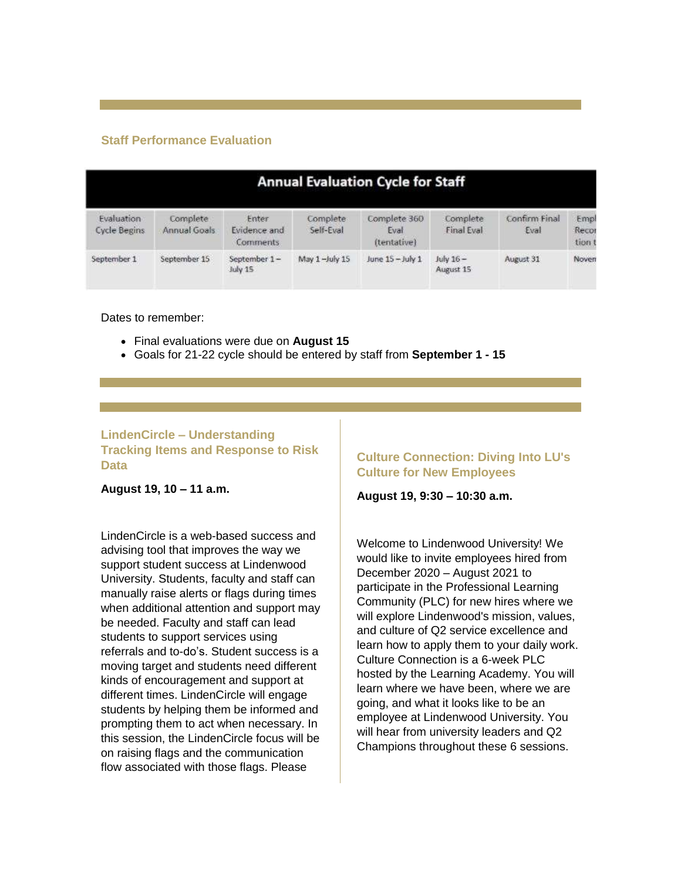### Staff Performance Evaluation

| Annual Evaluation Cycle for Staff | | | | | | | |
|---|---|---|---|---|---|---|---|
| Evaluation Cycle Begins | Complete Annual Goals | Enter Evidence and Comments | Complete Self-Eval | Complete 360 Eval (tentative) | Complete Final Eval | Confirm Final Eval | Empl Recor tion t |
| September 1 | September 15 | September 1 – July 15 | May 1 –July 15 | June 15 – July 1 | July 16 – August 15 | August 31 | Noven |

Dates to remember:

- Final evaluations were due on **August 15**
- Goals for 21-22 cycle should be entered by staff from **September 1 - 15**

### LindenCircle – Understanding Tracking Items and Response to Risk Data

**August 19, 10 – 11 a.m.**

LindenCircle is a web-based success and advising tool that improves the way we support student success at Lindenwood University. Students, faculty and staff can manually raise alerts or flags during times when additional attention and support may be needed. Faculty and staff can lead students to support services using referrals and to-do's. Student success is a moving target and students need different kinds of encouragement and support at different times. LindenCircle will engage students by helping them be informed and prompting them to act when necessary. In this session, the LindenCircle focus will be on raising flags and the communication flow associated with those flags. Please

### Culture Connection: Diving Into LU's Culture for New Employees

**August 19, 9:30 – 10:30 a.m.**

Welcome to Lindenwood University! We would like to invite employees hired from December 2020 – August 2021 to participate in the Professional Learning Community (PLC) for new hires where we will explore Lindenwood's mission, values, and culture of Q2 service excellence and learn how to apply them to your daily work. Culture Connection is a 6-week PLC hosted by the Learning Academy. You will learn where we have been, where we are going, and what it looks like to be an employee at Lindenwood University. You will hear from university leaders and Q2 Champions throughout these 6 sessions.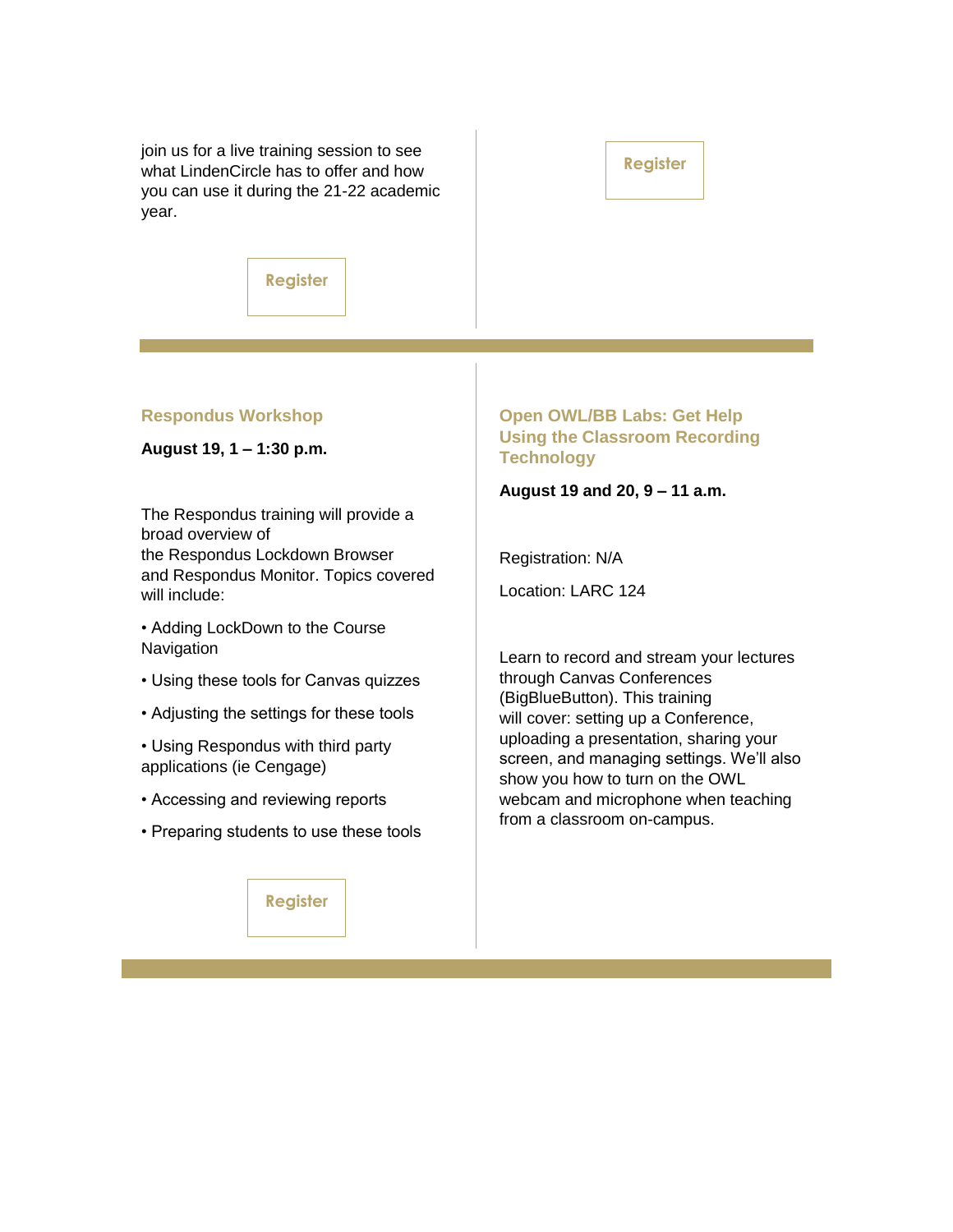join us for a live training session to see what LindenCircle has to offer and how you can use it during the 21-22 academic year.

Register

Register

---

### Respondus Workshop

**August 19, 1 – 1:30 p.m.**

The Respondus training will provide a broad overview of the Respondus Lockdown Browser and Respondus Monitor. Topics covered will include:

• Adding LockDown to the Course Navigation

• Using these tools for Canvas quizzes

• Adjusting the settings for these tools

• Using Respondus with third party applications (ie Cengage)

• Accessing and reviewing reports

• Preparing students to use these tools

Register

### Open OWL/BB Labs: Get Help Using the Classroom Recording Technology

**August 19 and 20, 9 – 11 a.m.**

Registration: N/A

Location: LARC 124

Learn to record and stream your lectures through Canvas Conferences (BigBlueButton). This training will cover: setting up a Conference, uploading a presentation, sharing your screen, and managing settings. We'll also show you how to turn on the OWL webcam and microphone when teaching from a classroom on-campus.

---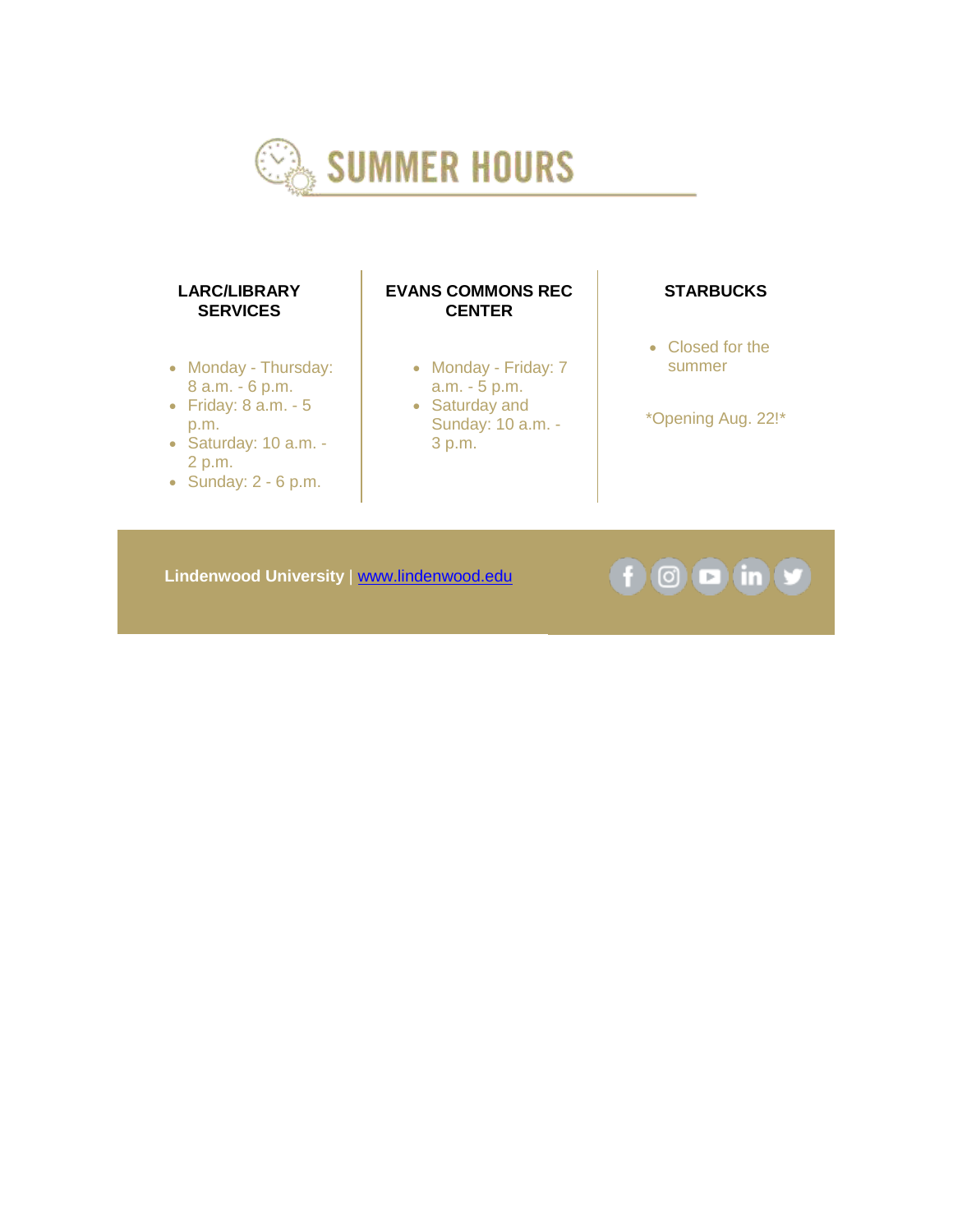# SUMMER HOURS

### LARC/LIBRARY SERVICES

- Monday - Thursday: 8 a.m. - 6 p.m.
- Friday: 8 a.m. - 5 p.m.
- Saturday: 10 a.m. - 2 p.m.
- Sunday: 2 - 6 p.m.

### EVANS COMMONS REC CENTER

- Monday - Friday: 7 a.m. - 5 p.m.
- Saturday and Sunday: 10 a.m. - 3 p.m.

### STARBUCKS

- Closed for the summer

*Opening Aug. 22!*

**Lindenwood University** | www.lindenwood.edu